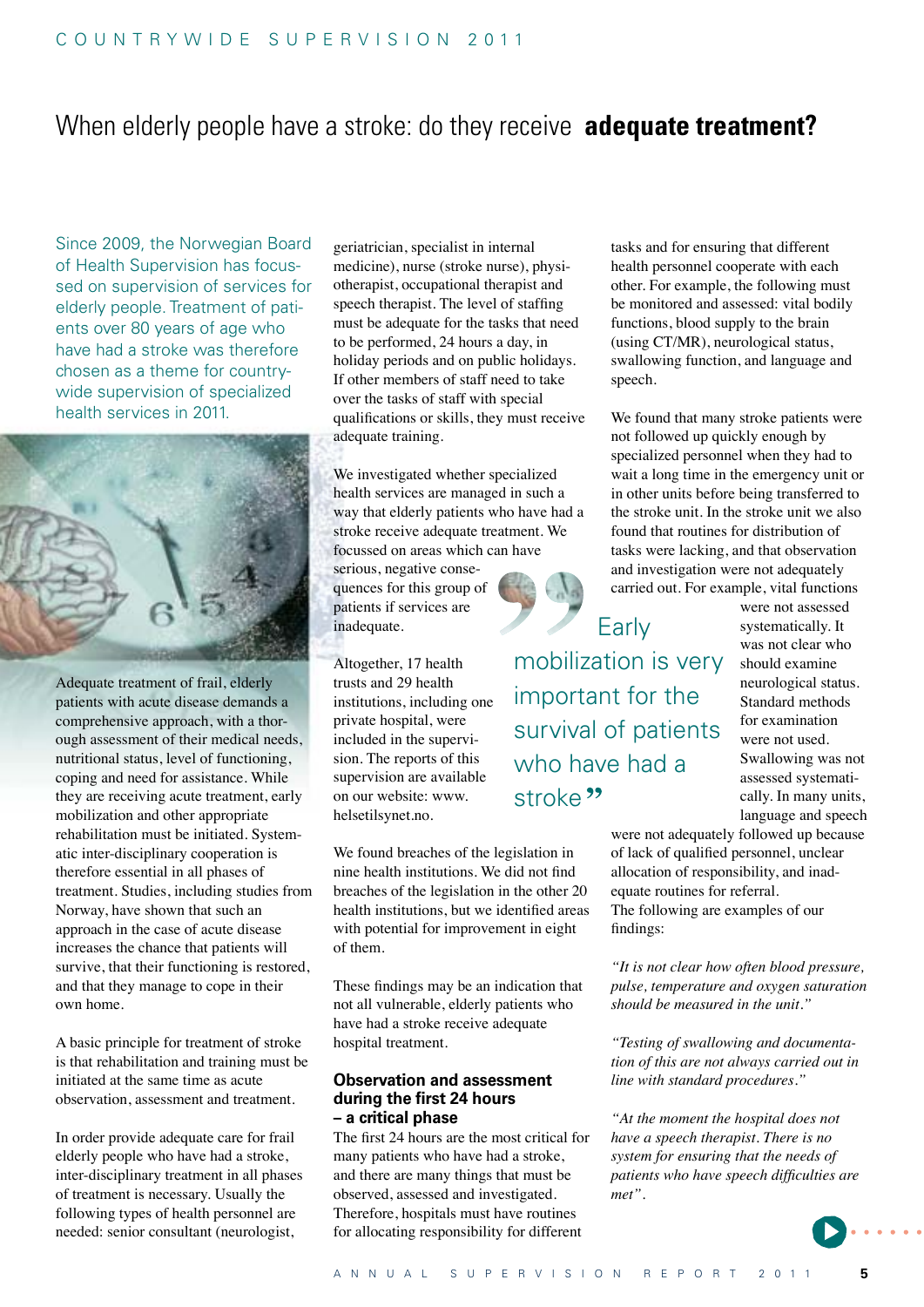# When elderly people have a stroke: do they receive **adequate treatment?**

Since 2009, the Norwegian Board of Health Supervision has focussed on supervision of services for elderly people. Treatment of patients over 80 years of age who have had a stroke was therefore chosen as a theme for countrywide supervision of specialized health services in 2011.

Adequate treatment of frail, elderly patients with acute disease demands a comprehensive approach, with a thorough assessment of their medical needs, nutritional status, level of functioning, coping and need for assistance. While they are receiving acute treatment, early mobilization and other appropriate rehabilitation must be initiated. Systematic inter-disciplinary cooperation is therefore essential in all phases of treatment. Studies, including studies from Norway, have shown that such an approach in the case of acute disease increases the chance that patients will survive, that their functioning is restored, and that they manage to cope in their own home.

A basic principle for treatment of stroke is that rehabilitation and training must be initiated at the same time as acute observation, assessment and treatment.

In order provide adequate care for frail elderly people who have had a stroke, inter-disciplinary treatment in all phases of treatment is necessary. Usually the following types of health personnel are needed: senior consultant (neurologist, geriatrician, specialist in internal medicine), nurse (stroke nurse), physiotherapist, occupational therapist and speech therapist. The level of staffing must be adequate for the tasks that need to be performed, 24 hours a day, in holiday periods and on public holidays. If other members of staff need to take over the tasks of staff with special qualifications or skills, they must receive adequate training.

We investigated whether specialized health services are managed in such a way that elderly patients who have had a stroke receive adequate treatment. We focussed on areas which can have serious, negative consequences for this group of patients if services are inadequate.

> "Early mobilization is very important for the survival of patients who have had a stroke"

Altogether, 17 health trusts and 29 health institutions, including one private hospital, were included in the supervision. The reports of this supervision are available on our website: www.helsetilsynet.no.

We found breaches of the legislation in nine health institutions. We did not find breaches of the legislation in the other 20 health institutions, but we identified areas with potential for improvement in eight of them.

These findings may be an indication that not all vulnerable, elderly patients who have had a stroke receive adequate hospital treatment.

### Observation and assessment during the first 24 hours – a critical phase

The first 24 hours are the most critical for many patients who have had a stroke, and there are many things that must be observed, assessed and investigated. Therefore, hospitals must have routines for allocating responsibility for different tasks and for ensuring that different health personnel cooperate with each other. For example, the following must be monitored and assessed: vital bodily functions, blood supply to the brain (using CT/MR), neurological status, swallowing function, and language and speech.

We found that many stroke patients were not followed up quickly enough by specialized personnel when they had to wait a long time in the emergency unit or in other units before being transferred to the stroke unit. In the stroke unit we also found that routines for distribution of tasks were lacking, and that observation and investigation were not adequately carried out. For example, vital functions were not assessed systematically. It was not clear who should examine neurological status. Standard methods for examination were not used. Swallowing was not assessed systematically. In many units, language and speech were not adequately followed up because of lack of qualified personnel, unclear allocation of responsibility, and inadequate routines for referral.

The following are examples of our findings:

*"It is not clear how often blood pressure, pulse, temperature and oxygen saturation should be measured in the unit."*

*"Testing of swallowing and documentation of this are not always carried out in line with standard procedures."*

*"At the moment the hospital does not have a speech therapist. There is no system for ensuring that the needs of patients who have speech difficulties are met".*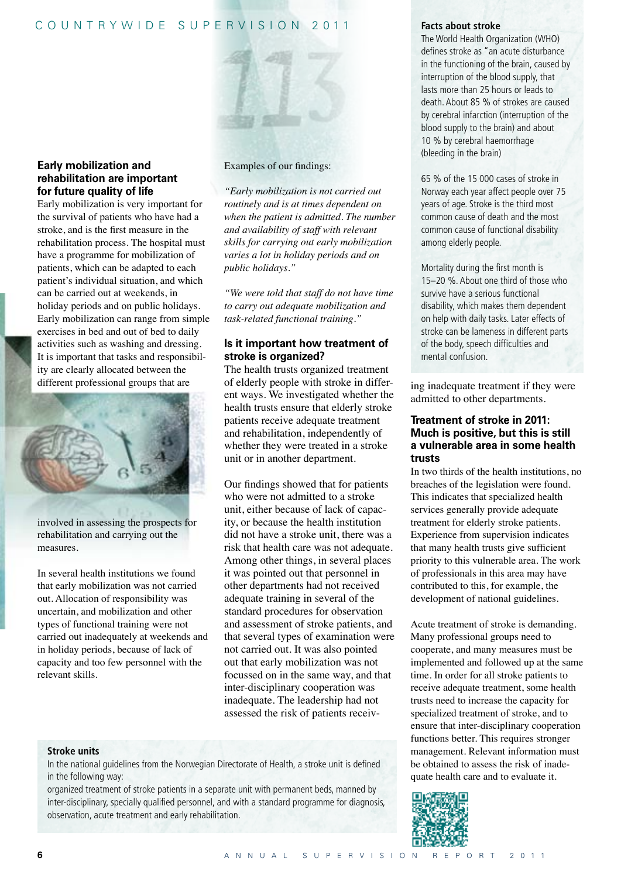## Early mobilization and rehabilitation are important for future quality of life

Early mobilization is very important for the survival of patients who have had a stroke, and is the first measure in the rehabilitation process. The hospital must have a programme for mobilization of patients, which can be adapted to each patient's individual situation, and which can be carried out at weekends, in holiday periods and on public holidays. Early mobilization can range from simple exercises in bed and out of bed to daily activities such as washing and dressing. It is important that tasks and responsibility are clearly allocated between the different professional groups that are involved in assessing the prospects for rehabilitation and carrying out the measures.

In several health institutions we found that early mobilization was not carried out. Allocation of responsibility was uncertain, and mobilization and other types of functional training were not carried out inadequately at weekends and in holiday periods, because of lack of capacity and too few personnel with the relevant skills.

Examples of our findings:

*"Early mobilization is not carried out routinely and is at times dependent on when the patient is admitted. The number and availability of staff with relevant skills for carrying out early mobilization varies a lot in holiday periods and on public holidays."*

*"We were told that staff do not have time to carry out adequate mobilization and task-related functional training."*

## Is it important how treatment of stroke is organized?

The health trusts organized treatment of elderly people with stroke in different ways. We investigated whether the health trusts ensure that elderly stroke patients receive adequate treatment and rehabilitation, independently of whether they were treated in a stroke unit or in another department.

Our findings showed that for patients who were not admitted to a stroke unit, either because of lack of capacity, or because the health institution did not have a stroke unit, there was a risk that health care was not adequate. Among other things, in several places it was pointed out that personnel in other departments had not received adequate training in several of the standard procedures for observation and assessment of stroke patients, and that several types of examination were not carried out. It was also pointed out that early mobilization was not focussed on in the same way, and that inter-disciplinary cooperation was inadequate. The leadership had not assessed the risk of patients receiving inadequate treatment if they were admitted to other departments.

### Stroke units

In the national guidelines from the Norwegian Directorate of Health, a stroke unit is defined in the following way:

organized treatment of stroke patients in a separate unit with permanent beds, manned by inter-disciplinary, specially qualified personnel, and with a standard programme for diagnosis, observation, acute treatment and early rehabilitation.

### Facts about stroke

The World Health Organization (WHO) defines stroke as "an acute disturbance in the functioning of the brain, caused by interruption of the blood supply, that lasts more than 25 hours or leads to death. About 85 % of strokes are caused by cerebral infarction (interruption of the blood supply to the brain) and about 10 % by cerebral haemorrhage (bleeding in the brain)

65 % of the 15 000 cases of stroke in Norway each year affect people over 75 years of age. Stroke is the third most common cause of death and the most common cause of functional disability among elderly people.

Mortality during the first month is 15–20 %. About one third of those who survive have a serious functional disability, which makes them dependent on help with daily tasks. Later effects of stroke can be lameness in different parts of the body, speech difficulties and mental confusion.

## Treatment of stroke in 2011: Much is positive, but this is still a vulnerable area in some health trusts

In two thirds of the health institutions, no breaches of the legislation were found. This indicates that specialized health services generally provide adequate treatment for elderly stroke patients. Experience from supervision indicates that many health trusts give sufficient priority to this vulnerable area. The work of professionals in this area may have contributed to this, for example, the development of national guidelines.

Acute treatment of stroke is demanding. Many professional groups need to cooperate, and many measures must be implemented and followed up at the same time. In order for all stroke patients to receive adequate treatment, some health trusts need to increase the capacity for specialized treatment of stroke, and to ensure that inter-disciplinary cooperation functions better. This requires stronger management. Relevant information must be obtained to assess the risk of inadequate health care and to evaluate it.